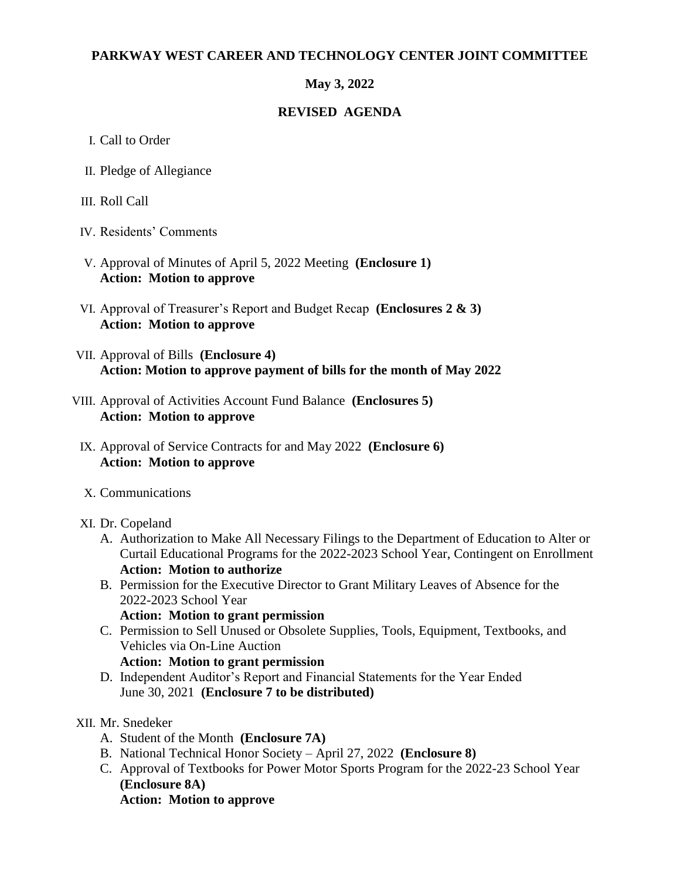**PARKWAY WEST CAREER AND TECHNOLOGY CENTER JOINT COMMITTEE**

**May 3, 2022**

**REVISED AGENDA**

I. Call to Order

II. Pledge of Allegiance

III. Roll Call

IV. Residents' Comments

V. Approval of Minutes of April 5, 2022 Meeting **(Enclosure 1)**
**Action: Motion to approve**

VI. Approval of Treasurer's Report and Budget Recap **(Enclosures 2 & 3)**
**Action: Motion to approve**

VII. Approval of Bills **(Enclosure 4)**
**Action: Motion to approve payment of bills for the month of May 2022**

VIII. Approval of Activities Account Fund Balance **(Enclosures 5)**
**Action: Motion to approve**

IX. Approval of Service Contracts for and May 2022 **(Enclosure 6)**
**Action: Motion to approve**

X. Communications

XI. Dr. Copeland

A. Authorization to Make All Necessary Filings to the Department of Education to Alter or Curtail Educational Programs for the 2022-2023 School Year, Contingent on Enrollment
**Action: Motion to authorize**

B. Permission for the Executive Director to Grant Military Leaves of Absence for the 2022-2023 School Year
**Action: Motion to grant permission**

C. Permission to Sell Unused or Obsolete Supplies, Tools, Equipment, Textbooks, and Vehicles via On-Line Auction
**Action: Motion to grant permission**

D. Independent Auditor's Report and Financial Statements for the Year Ended June 30, 2021 **(Enclosure 7 to be distributed)**

XII. Mr. Snedeker

A. Student of the Month **(Enclosure 7A)**

B. National Technical Honor Society – April 27, 2022 **(Enclosure 8)**

C. Approval of Textbooks for Power Motor Sports Program for the 2022-23 School Year **(Enclosure 8A)**
**Action: Motion to approve**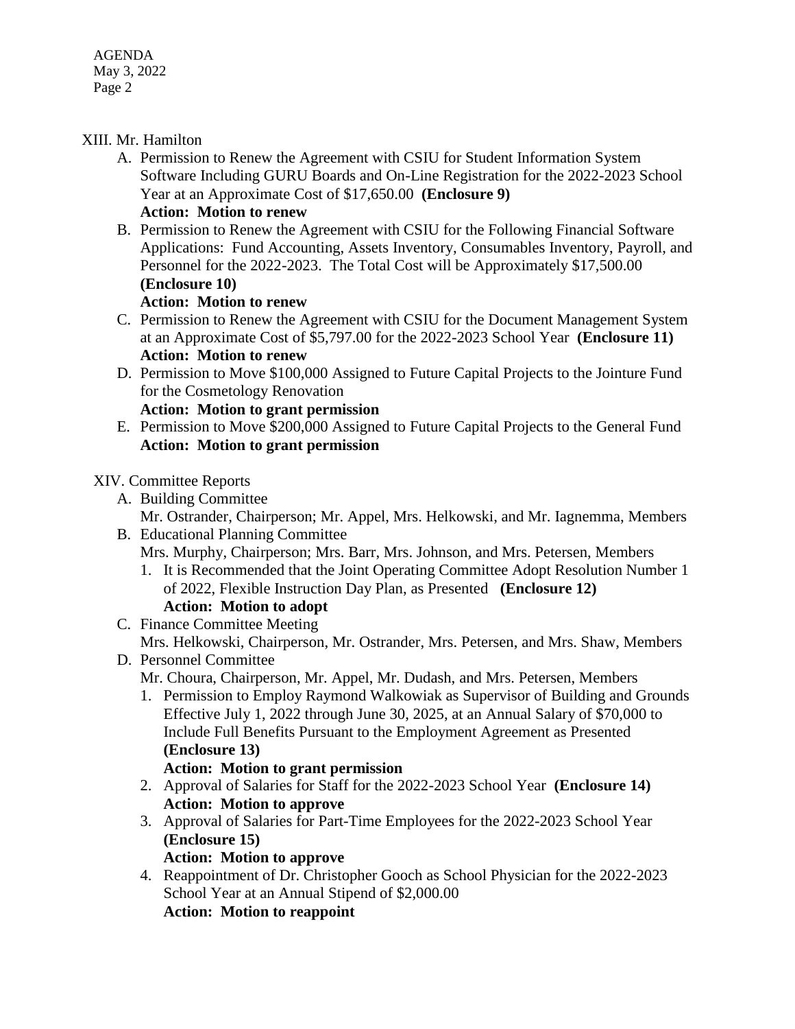XIII. Mr. Hamilton

A. Permission to Renew the Agreement with CSIU for Student Information System Software Including GURU Boards and On-Line Registration for the 2022-2023 School Year at an Approximate Cost of $17,650.00 **(Enclosure 9)**
**Action: Motion to renew**

B. Permission to Renew the Agreement with CSIU for the Following Financial Software Applications: Fund Accounting, Assets Inventory, Consumables Inventory, Payroll, and Personnel for the 2022-2023. The Total Cost will be Approximately $17,500.00 **(Enclosure 10)**
**Action: Motion to renew**

C. Permission to Renew the Agreement with CSIU for the Document Management System at an Approximate Cost of $5,797.00 for the 2022-2023 School Year **(Enclosure 11)**
**Action: Motion to renew**

D. Permission to Move $100,000 Assigned to Future Capital Projects to the Jointure Fund for the Cosmetology Renovation
**Action: Motion to grant permission**

E. Permission to Move $200,000 Assigned to Future Capital Projects to the General Fund
**Action: Motion to grant permission**

XIV. Committee Reports

A. Building Committee
Mr. Ostrander, Chairperson; Mr. Appel, Mrs. Helkowski, and Mr. Iagnemma, Members

B. Educational Planning Committee
Mrs. Murphy, Chairperson; Mrs. Barr, Mrs. Johnson, and Mrs. Petersen, Members

1. It is Recommended that the Joint Operating Committee Adopt Resolution Number 1 of 2022, Flexible Instruction Day Plan, as Presented **(Enclosure 12)**
**Action: Motion to adopt**

C. Finance Committee Meeting
Mrs. Helkowski, Chairperson, Mr. Ostrander, Mrs. Petersen, and Mrs. Shaw, Members

D. Personnel Committee
Mr. Choura, Chairperson, Mr. Appel, Mr. Dudash, and Mrs. Petersen, Members

1. Permission to Employ Raymond Walkowiak as Supervisor of Building and Grounds Effective July 1, 2022 through June 30, 2025, at an Annual Salary of $70,000 to Include Full Benefits Pursuant to the Employment Agreement as Presented **(Enclosure 13)**
**Action: Motion to grant permission**

2. Approval of Salaries for Staff for the 2022-2023 School Year **(Enclosure 14)**
**Action: Motion to approve**

3. Approval of Salaries for Part-Time Employees for the 2022-2023 School Year **(Enclosure 15)**
**Action: Motion to approve**

4. Reappointment of Dr. Christopher Gooch as School Physician for the 2022-2023 School Year at an Annual Stipend of $2,000.00
**Action: Motion to reappoint**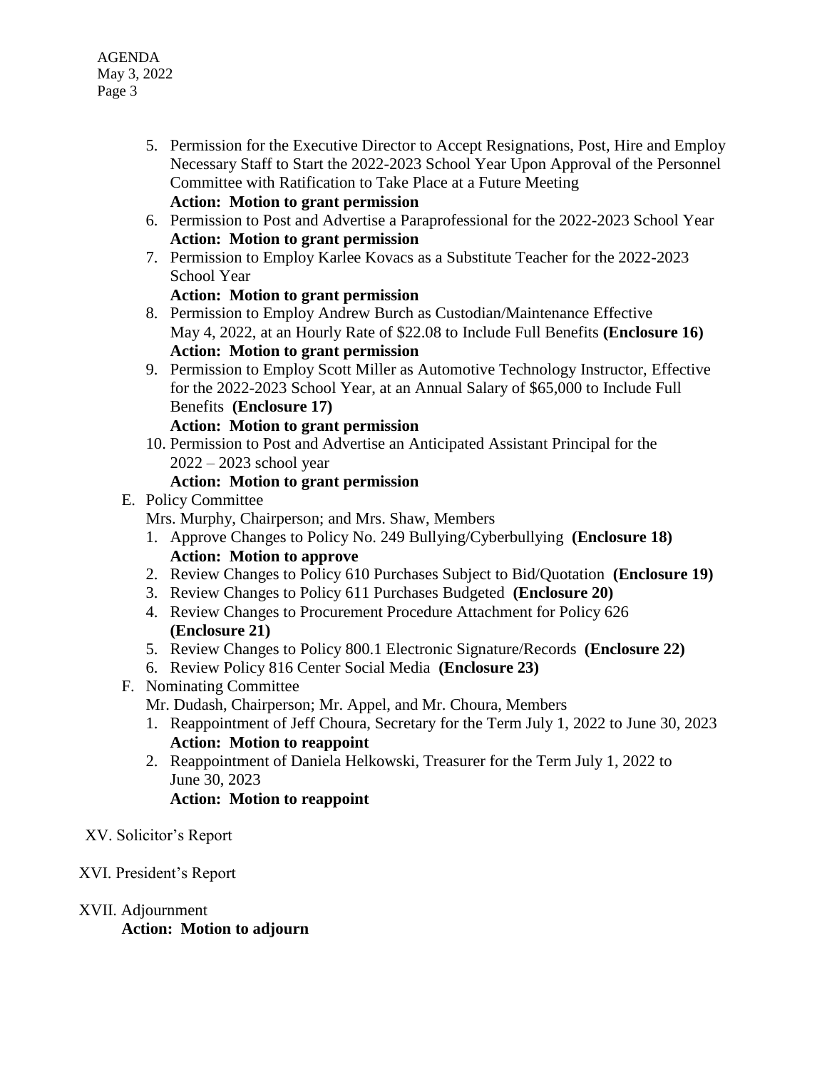5. Permission for the Executive Director to Accept Resignations, Post, Hire and Employ Necessary Staff to Start the 2022-2023 School Year Upon Approval of the Personnel Committee with Ratification to Take Place at a Future Meeting
   **Action: Motion to grant permission**
6. Permission to Post and Advertise a Paraprofessional for the 2022-2023 School Year
   **Action: Motion to grant permission**
7. Permission to Employ Karlee Kovacs as a Substitute Teacher for the 2022-2023 School Year
   **Action: Motion to grant permission**
8. Permission to Employ Andrew Burch as Custodian/Maintenance Effective May 4, 2022, at an Hourly Rate of $22.08 to Include Full Benefits **(Enclosure 16)**
   **Action: Motion to grant permission**
9. Permission to Employ Scott Miller as Automotive Technology Instructor, Effective for the 2022-2023 School Year, at an Annual Salary of $65,000 to Include Full Benefits **(Enclosure 17)**
   **Action: Motion to grant permission**
10. Permission to Post and Advertise an Anticipated Assistant Principal for the 2022 – 2023 school year
    **Action: Motion to grant permission**

E. Policy Committee
   Mrs. Murphy, Chairperson; and Mrs. Shaw, Members
   1. Approve Changes to Policy No. 249 Bullying/Cyberbullying **(Enclosure 18)**
      **Action: Motion to approve**
   2. Review Changes to Policy 610 Purchases Subject to Bid/Quotation **(Enclosure 19)**
   3. Review Changes to Policy 611 Purchases Budgeted **(Enclosure 20)**
   4. Review Changes to Procurement Procedure Attachment for Policy 626 **(Enclosure 21)**
   5. Review Changes to Policy 800.1 Electronic Signature/Records **(Enclosure 22)**
   6. Review Policy 816 Center Social Media **(Enclosure 23)**

F. Nominating Committee
   Mr. Dudash, Chairperson; Mr. Appel, and Mr. Choura, Members
   1. Reappointment of Jeff Choura, Secretary for the Term July 1, 2022 to June 30, 2023
      **Action: Motion to reappoint**
   2. Reappointment of Daniela Helkowski, Treasurer for the Term July 1, 2022 to June 30, 2023
      **Action: Motion to reappoint**

XV. Solicitor's Report

XVI. President's Report

XVII. Adjournment
   **Action: Motion to adjourn**